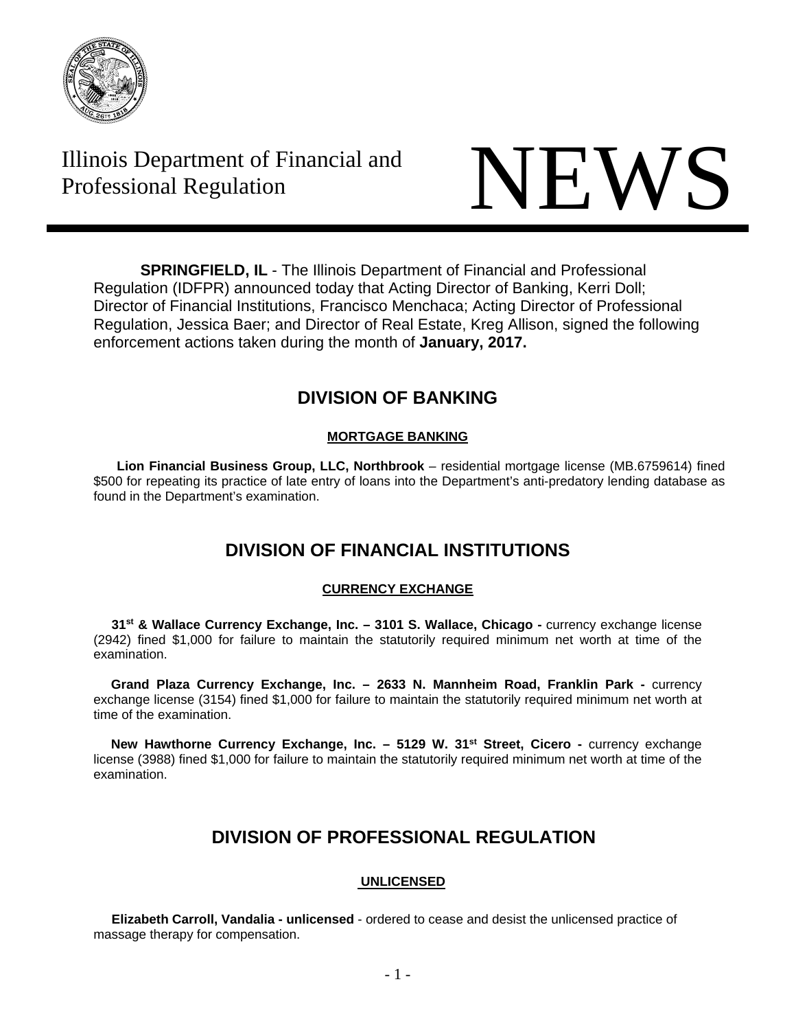Illinois Department of Financial and Professional Regulation

# NEWS

**SPRINGFIELD, IL** - The Illinois Department of Financial and Professional Regulation (IDFPR) announced today that Acting Director of Banking, Kerri Doll; Director of Financial Institutions, Francisco Menchaca; Acting Director of Professional Regulation, Jessica Baer; and Director of Real Estate, Kreg Allison, signed the following enforcement actions taken during the month of **January, 2017.**

## DIVISION OF BANKING

### MORTGAGE BANKING

**Lion Financial Business Group, LLC, Northbrook** – residential mortgage license (MB.6759614) fined $500 for repeating its practice of late entry of loans into the Department's anti-predatory lending database as found in the Department's examination.

## DIVISION OF FINANCIAL INSTITUTIONS

### CURRENCY EXCHANGE

**31st & Wallace Currency Exchange, Inc. – 3101 S. Wallace, Chicago -** currency exchange license (2942) fined $1,000 for failure to maintain the statutorily required minimum net worth at time of the examination.

**Grand Plaza Currency Exchange, Inc. – 2633 N. Mannheim Road, Franklin Park -** currency exchange license (3154) fined $1,000 for failure to maintain the statutorily required minimum net worth at time of the examination.

**New Hawthorne Currency Exchange, Inc. – 5129 W. 31st Street, Cicero -** currency exchange license (3988) fined $1,000 for failure to maintain the statutorily required minimum net worth at time of the examination.

## DIVISION OF PROFESSIONAL REGULATION

### UNLICENSED

**Elizabeth Carroll, Vandalia - unlicensed** - ordered to cease and desist the unlicensed practice of massage therapy for compensation.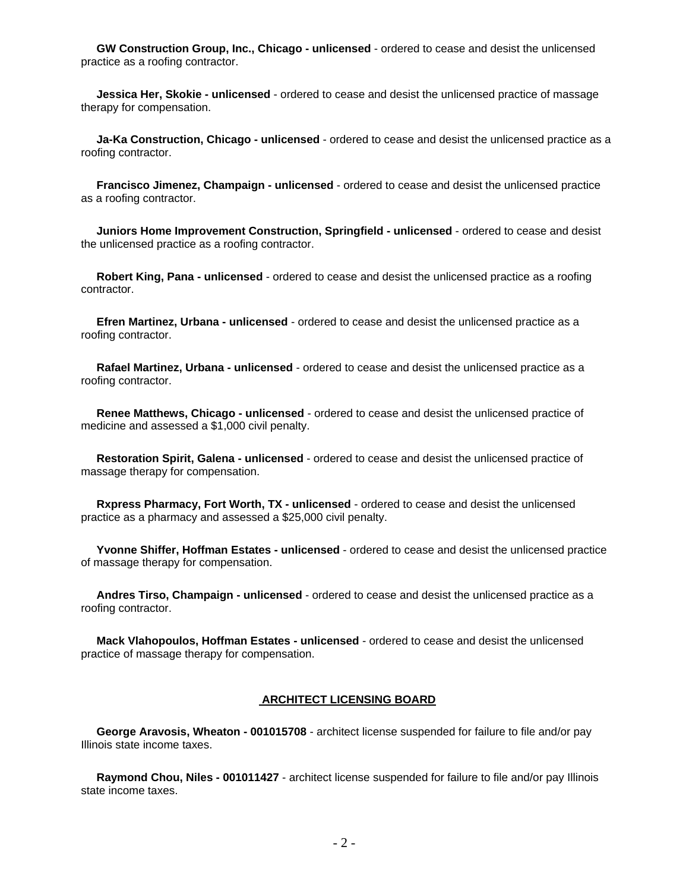**GW Construction Group, Inc., Chicago - unlicensed** - ordered to cease and desist the unlicensed practice as a roofing contractor.

**Jessica Her, Skokie - unlicensed** - ordered to cease and desist the unlicensed practice of massage therapy for compensation.

**Ja-Ka Construction, Chicago - unlicensed** - ordered to cease and desist the unlicensed practice as a roofing contractor.

**Francisco Jimenez, Champaign - unlicensed** - ordered to cease and desist the unlicensed practice as a roofing contractor.

**Juniors Home Improvement Construction, Springfield - unlicensed** - ordered to cease and desist the unlicensed practice as a roofing contractor.

**Robert King, Pana - unlicensed** - ordered to cease and desist the unlicensed practice as a roofing contractor.

**Efren Martinez, Urbana - unlicensed** - ordered to cease and desist the unlicensed practice as a roofing contractor.

**Rafael Martinez, Urbana - unlicensed** - ordered to cease and desist the unlicensed practice as a roofing contractor.

**Renee Matthews, Chicago - unlicensed** - ordered to cease and desist the unlicensed practice of medicine and assessed a $1,000 civil penalty.

**Restoration Spirit, Galena - unlicensed** - ordered to cease and desist the unlicensed practice of massage therapy for compensation.

**Rxpress Pharmacy, Fort Worth, TX - unlicensed** - ordered to cease and desist the unlicensed practice as a pharmacy and assessed a $25,000 civil penalty.

**Yvonne Shiffer, Hoffman Estates - unlicensed** - ordered to cease and desist the unlicensed practice of massage therapy for compensation.

**Andres Tirso, Champaign - unlicensed** - ordered to cease and desist the unlicensed practice as a roofing contractor.

**Mack Vlahopoulos, Hoffman Estates - unlicensed** - ordered to cease and desist the unlicensed practice of massage therapy for compensation.

## ARCHITECT LICENSING BOARD

**George Aravosis, Wheaton - 001015708** - architect license suspended for failure to file and/or pay Illinois state income taxes.

**Raymond Chou, Niles - 001011427** - architect license suspended for failure to file and/or pay Illinois state income taxes.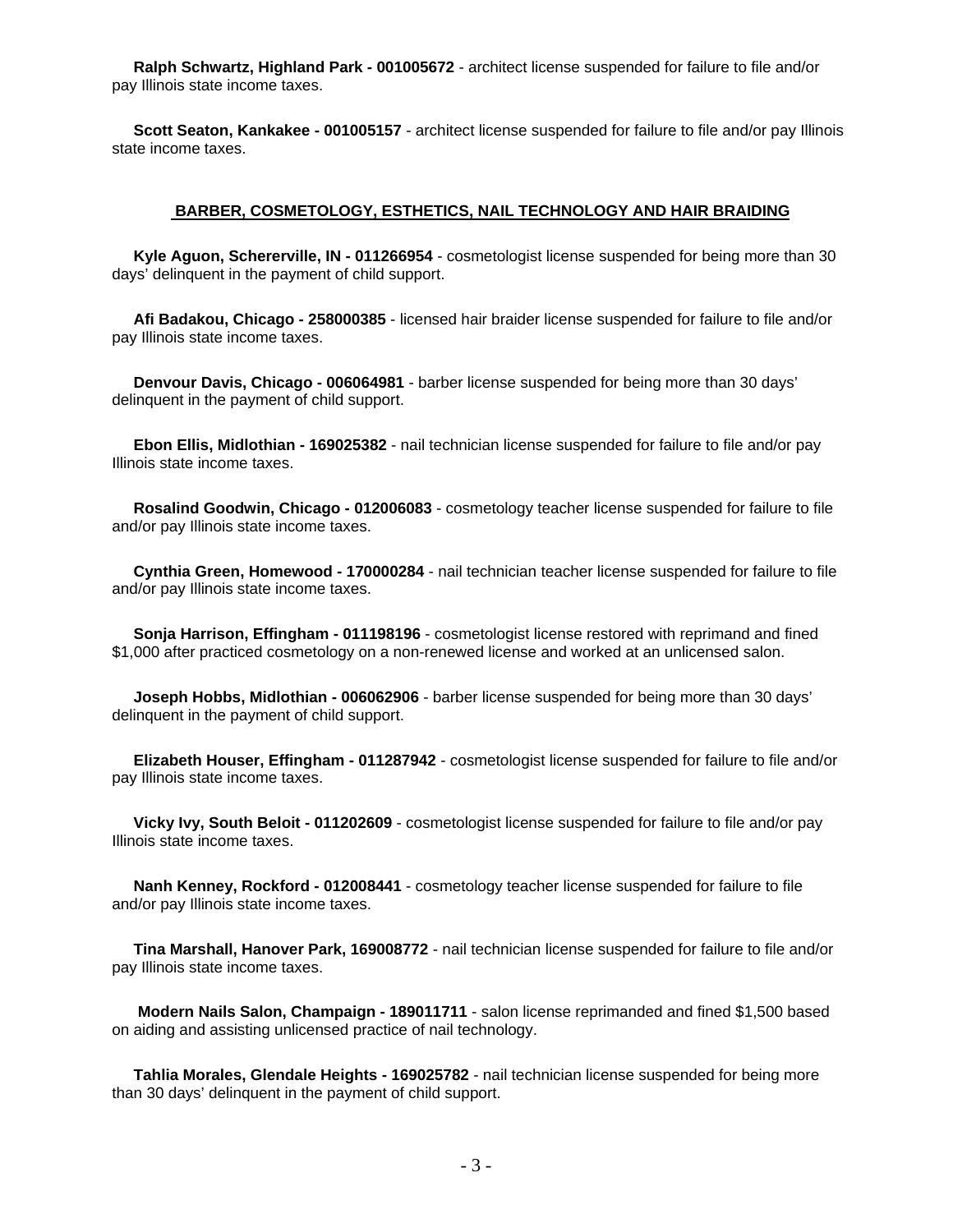**Ralph Schwartz, Highland Park - 001005672** - architect license suspended for failure to file and/or pay Illinois state income taxes.

**Scott Seaton, Kankakee - 001005157** - architect license suspended for failure to file and/or pay Illinois state income taxes.

## BARBER, COSMETOLOGY, ESTHETICS, NAIL TECHNOLOGY AND HAIR BRAIDING

**Kyle Aguon, Schererville, IN - 011266954** - cosmetologist license suspended for being more than 30 days' delinquent in the payment of child support.

**Afi Badakou, Chicago - 258000385** - licensed hair braider license suspended for failure to file and/or pay Illinois state income taxes.

**Denvour Davis, Chicago - 006064981** - barber license suspended for being more than 30 days' delinquent in the payment of child support.

**Ebon Ellis, Midlothian - 169025382** - nail technician license suspended for failure to file and/or pay Illinois state income taxes.

**Rosalind Goodwin, Chicago - 012006083** - cosmetology teacher license suspended for failure to file and/or pay Illinois state income taxes.

**Cynthia Green, Homewood - 170000284** - nail technician teacher license suspended for failure to file and/or pay Illinois state income taxes.

**Sonja Harrison, Effingham - 011198196** - cosmetologist license restored with reprimand and fined $1,000 after practiced cosmetology on a non-renewed license and worked at an unlicensed salon.

**Joseph Hobbs, Midlothian - 006062906** - barber license suspended for being more than 30 days' delinquent in the payment of child support.

**Elizabeth Houser, Effingham - 011287942** - cosmetologist license suspended for failure to file and/or pay Illinois state income taxes.

**Vicky Ivy, South Beloit - 011202609** - cosmetologist license suspended for failure to file and/or pay Illinois state income taxes.

**Nanh Kenney, Rockford - 012008441** - cosmetology teacher license suspended for failure to file and/or pay Illinois state income taxes.

**Tina Marshall, Hanover Park, 169008772** - nail technician license suspended for failure to file and/or pay Illinois state income taxes.

**Modern Nails Salon, Champaign - 189011711** - salon license reprimanded and fined $1,500 based on aiding and assisting unlicensed practice of nail technology.

**Tahlia Morales, Glendale Heights - 169025782** - nail technician license suspended for being more than 30 days' delinquent in the payment of child support.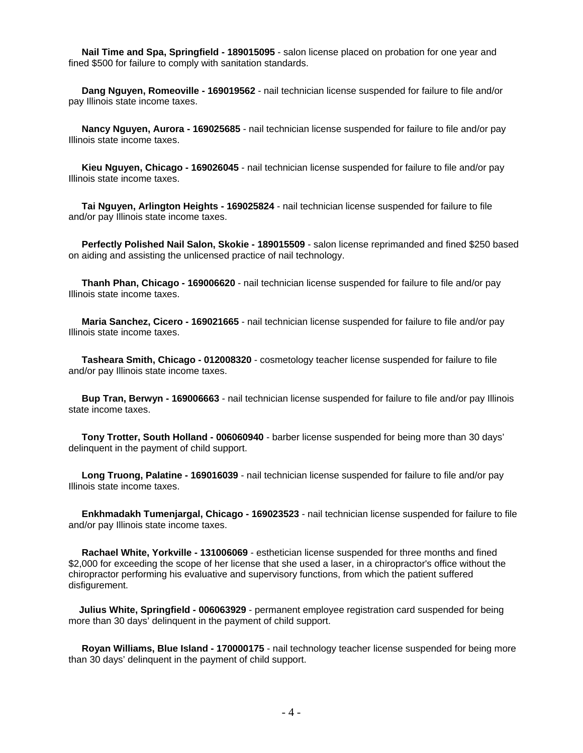**Nail Time and Spa, Springfield - 189015095** - salon license placed on probation for one year and fined $500 for failure to comply with sanitation standards.

**Dang Nguyen, Romeoville - 169019562** - nail technician license suspended for failure to file and/or pay Illinois state income taxes.

**Nancy Nguyen, Aurora - 169025685** - nail technician license suspended for failure to file and/or pay Illinois state income taxes.

**Kieu Nguyen, Chicago - 169026045** - nail technician license suspended for failure to file and/or pay Illinois state income taxes.

**Tai Nguyen, Arlington Heights - 169025824** - nail technician license suspended for failure to file and/or pay Illinois state income taxes.

**Perfectly Polished Nail Salon, Skokie - 189015509** - salon license reprimanded and fined $250 based on aiding and assisting the unlicensed practice of nail technology.

**Thanh Phan, Chicago - 169006620** - nail technician license suspended for failure to file and/or pay Illinois state income taxes.

**Maria Sanchez, Cicero - 169021665** - nail technician license suspended for failure to file and/or pay Illinois state income taxes.

**Tasheara Smith, Chicago - 012008320** - cosmetology teacher license suspended for failure to file and/or pay Illinois state income taxes.

**Bup Tran, Berwyn - 169006663** - nail technician license suspended for failure to file and/or pay Illinois state income taxes.

**Tony Trotter, South Holland - 006060940** - barber license suspended for being more than 30 days' delinquent in the payment of child support.

**Long Truong, Palatine - 169016039** - nail technician license suspended for failure to file and/or pay Illinois state income taxes.

**Enkhmadakh Tumenjargal, Chicago - 169023523** - nail technician license suspended for failure to file and/or pay Illinois state income taxes.

**Rachael White, Yorkville - 131006069** - esthetician license suspended for three months and fined $2,000 for exceeding the scope of her license that she used a laser, in a chiropractor's office without the chiropractor performing his evaluative and supervisory functions, from which the patient suffered disfigurement.

**Julius White, Springfield - 006063929** - permanent employee registration card suspended for being more than 30 days' delinquent in the payment of child support.

**Royan Williams, Blue Island - 170000175** - nail technology teacher license suspended for being more than 30 days' delinquent in the payment of child support.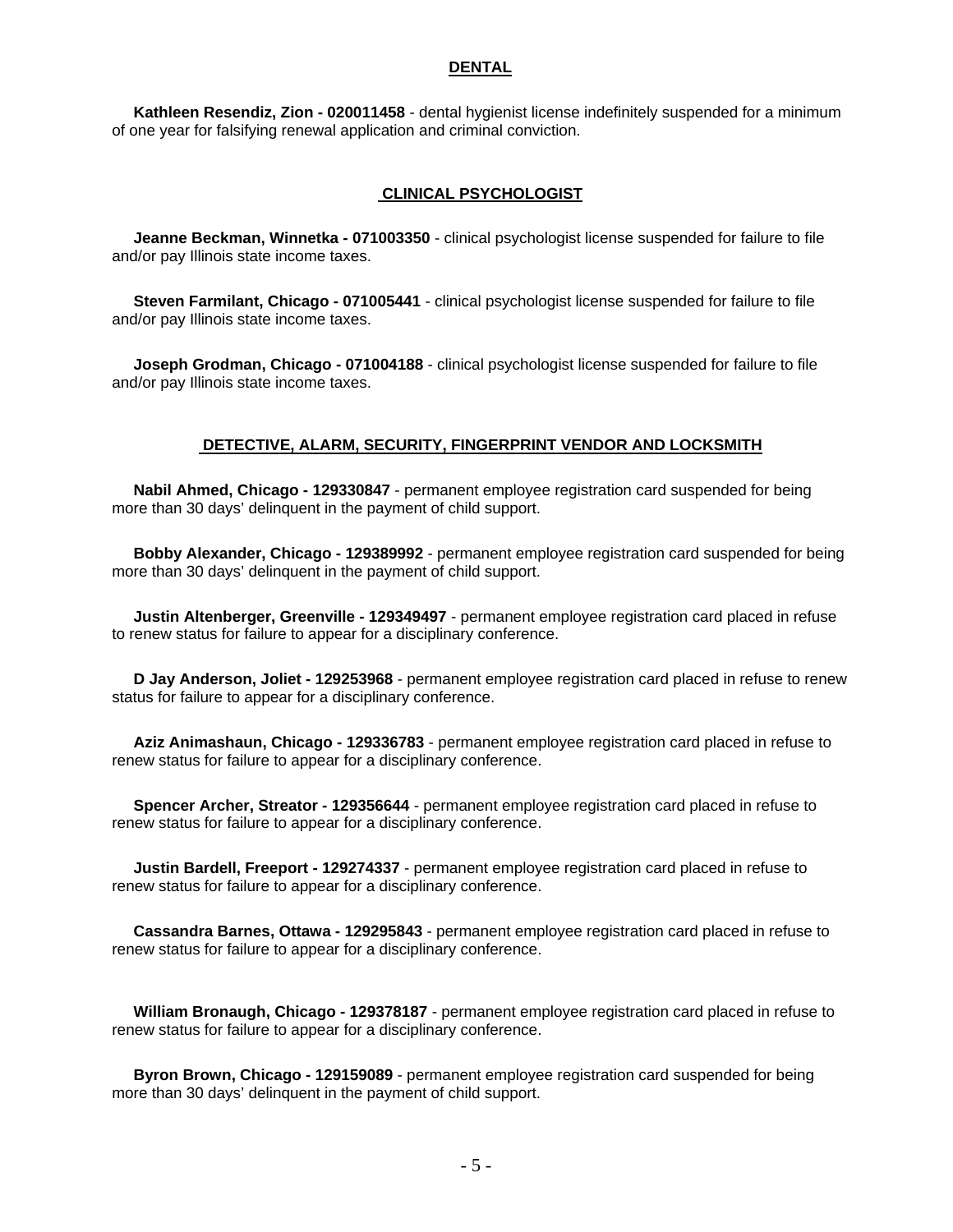## DENTAL

**Kathleen Resendiz, Zion - 020011458** - dental hygienist license indefinitely suspended for a minimum of one year for falsifying renewal application and criminal conviction.

## CLINICAL PSYCHOLOGIST

**Jeanne Beckman, Winnetka - 071003350** - clinical psychologist license suspended for failure to file and/or pay Illinois state income taxes.

**Steven Farmilant, Chicago - 071005441** - clinical psychologist license suspended for failure to file and/or pay Illinois state income taxes.

**Joseph Grodman, Chicago - 071004188** - clinical psychologist license suspended for failure to file and/or pay Illinois state income taxes.

## DETECTIVE, ALARM, SECURITY, FINGERPRINT VENDOR AND LOCKSMITH

**Nabil Ahmed, Chicago - 129330847** - permanent employee registration card suspended for being more than 30 days' delinquent in the payment of child support.

**Bobby Alexander, Chicago - 129389992** - permanent employee registration card suspended for being more than 30 days' delinquent in the payment of child support.

**Justin Altenberger, Greenville - 129349497** - permanent employee registration card placed in refuse to renew status for failure to appear for a disciplinary conference.

**D Jay Anderson, Joliet - 129253968** - permanent employee registration card placed in refuse to renew status for failure to appear for a disciplinary conference.

**Aziz Animashaun, Chicago - 129336783** - permanent employee registration card placed in refuse to renew status for failure to appear for a disciplinary conference.

**Spencer Archer, Streator - 129356644** - permanent employee registration card placed in refuse to renew status for failure to appear for a disciplinary conference.

**Justin Bardell, Freeport - 129274337** - permanent employee registration card placed in refuse to renew status for failure to appear for a disciplinary conference.

**Cassandra Barnes, Ottawa - 129295843** - permanent employee registration card placed in refuse to renew status for failure to appear for a disciplinary conference.

**William Bronaugh, Chicago - 129378187** - permanent employee registration card placed in refuse to renew status for failure to appear for a disciplinary conference.

**Byron Brown, Chicago - 129159089** - permanent employee registration card suspended for being more than 30 days' delinquent in the payment of child support.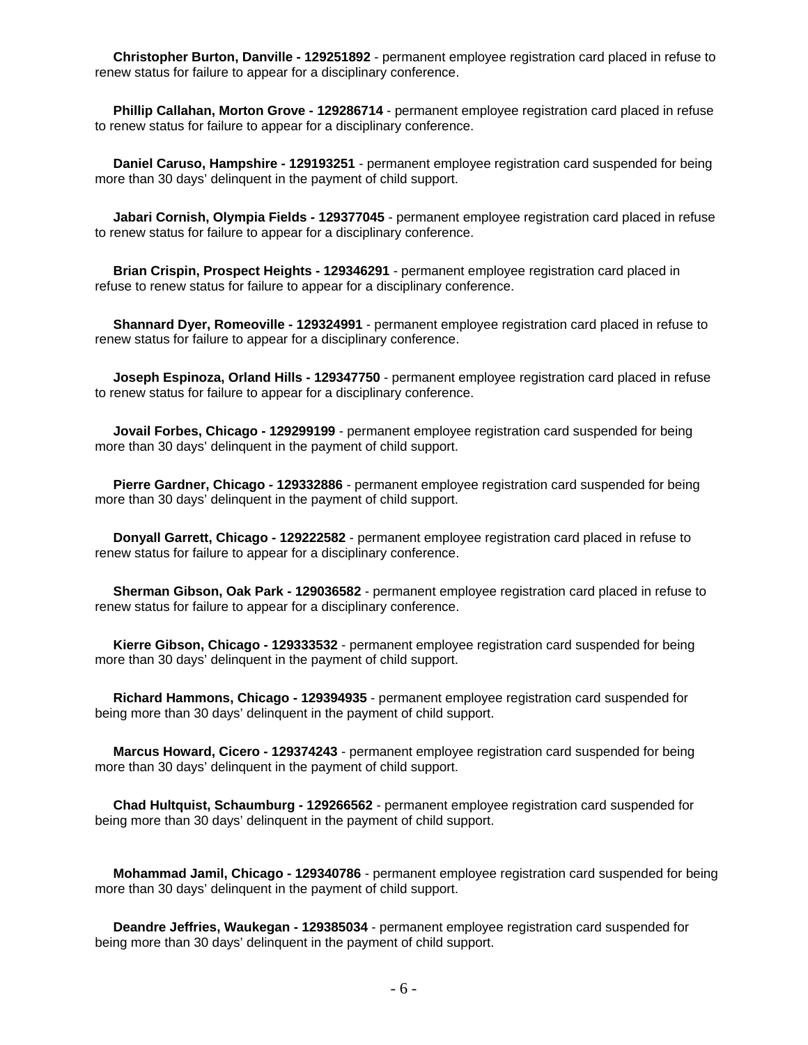**Christopher Burton, Danville - 129251892** - permanent employee registration card placed in refuse to renew status for failure to appear for a disciplinary conference.

**Phillip Callahan, Morton Grove - 129286714** - permanent employee registration card placed in refuse to renew status for failure to appear for a disciplinary conference.

**Daniel Caruso, Hampshire - 129193251** - permanent employee registration card suspended for being more than 30 days' delinquent in the payment of child support.

**Jabari Cornish, Olympia Fields - 129377045** - permanent employee registration card placed in refuse to renew status for failure to appear for a disciplinary conference.

**Brian Crispin, Prospect Heights - 129346291** - permanent employee registration card placed in refuse to renew status for failure to appear for a disciplinary conference.

**Shannard Dyer, Romeoville - 129324991** - permanent employee registration card placed in refuse to renew status for failure to appear for a disciplinary conference.

**Joseph Espinoza, Orland Hills - 129347750** - permanent employee registration card placed in refuse to renew status for failure to appear for a disciplinary conference.

**Jovail Forbes, Chicago - 129299199** - permanent employee registration card suspended for being more than 30 days' delinquent in the payment of child support.

**Pierre Gardner, Chicago - 129332886** - permanent employee registration card suspended for being more than 30 days' delinquent in the payment of child support.

**Donyall Garrett, Chicago - 129222582** - permanent employee registration card placed in refuse to renew status for failure to appear for a disciplinary conference.

**Sherman Gibson, Oak Park - 129036582** - permanent employee registration card placed in refuse to renew status for failure to appear for a disciplinary conference.

**Kierre Gibson, Chicago - 129333532** - permanent employee registration card suspended for being more than 30 days' delinquent in the payment of child support.

**Richard Hammons, Chicago - 129394935** - permanent employee registration card suspended for being more than 30 days' delinquent in the payment of child support.

**Marcus Howard, Cicero - 129374243** - permanent employee registration card suspended for being more than 30 days' delinquent in the payment of child support.

**Chad Hultquist, Schaumburg - 129266562** - permanent employee registration card suspended for being more than 30 days' delinquent in the payment of child support.

**Mohammad Jamil, Chicago - 129340786** - permanent employee registration card suspended for being more than 30 days' delinquent in the payment of child support.

**Deandre Jeffries, Waukegan - 129385034** - permanent employee registration card suspended for being more than 30 days' delinquent in the payment of child support.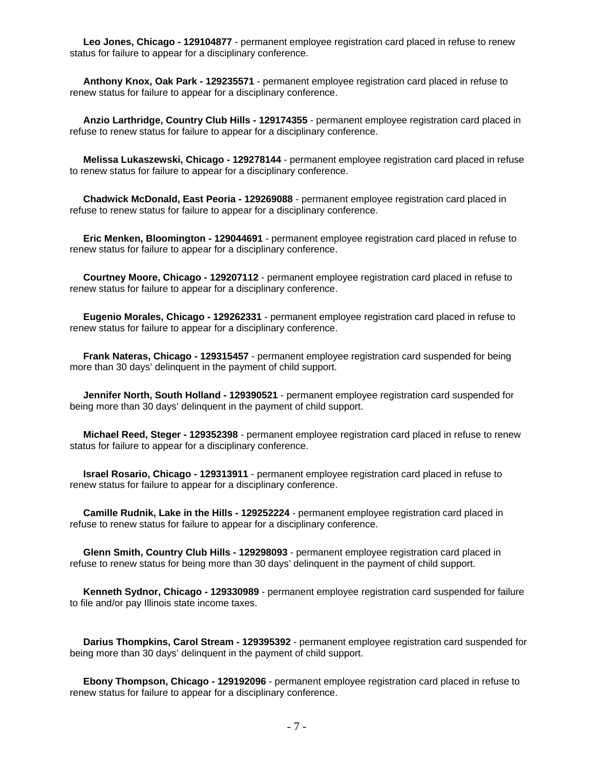**Leo Jones, Chicago - 129104877** - permanent employee registration card placed in refuse to renew status for failure to appear for a disciplinary conference.

**Anthony Knox, Oak Park - 129235571** - permanent employee registration card placed in refuse to renew status for failure to appear for a disciplinary conference.

**Anzio Larthridge, Country Club Hills - 129174355** - permanent employee registration card placed in refuse to renew status for failure to appear for a disciplinary conference.

**Melissa Lukaszewski, Chicago - 129278144** - permanent employee registration card placed in refuse to renew status for failure to appear for a disciplinary conference.

**Chadwick McDonald, East Peoria - 129269088** - permanent employee registration card placed in refuse to renew status for failure to appear for a disciplinary conference.

**Eric Menken, Bloomington - 129044691** - permanent employee registration card placed in refuse to renew status for failure to appear for a disciplinary conference.

**Courtney Moore, Chicago - 129207112** - permanent employee registration card placed in refuse to renew status for failure to appear for a disciplinary conference.

**Eugenio Morales, Chicago - 129262331** - permanent employee registration card placed in refuse to renew status for failure to appear for a disciplinary conference.

**Frank Nateras, Chicago - 129315457** - permanent employee registration card suspended for being more than 30 days' delinquent in the payment of child support.

**Jennifer North, South Holland - 129390521** - permanent employee registration card suspended for being more than 30 days' delinquent in the payment of child support.

**Michael Reed, Steger - 129352398** - permanent employee registration card placed in refuse to renew status for failure to appear for a disciplinary conference.

**Israel Rosario, Chicago - 129313911** - permanent employee registration card placed in refuse to renew status for failure to appear for a disciplinary conference.

**Camille Rudnik, Lake in the Hills - 129252224** - permanent employee registration card placed in refuse to renew status for failure to appear for a disciplinary conference.

**Glenn Smith, Country Club Hills - 129298093** - permanent employee registration card placed in refuse to renew status for being more than 30 days' delinquent in the payment of child support.

**Kenneth Sydnor, Chicago - 129330989** - permanent employee registration card suspended for failure to file and/or pay Illinois state income taxes.

**Darius Thompkins, Carol Stream - 129395392** - permanent employee registration card suspended for being more than 30 days' delinquent in the payment of child support.

**Ebony Thompson, Chicago - 129192096** - permanent employee registration card placed in refuse to renew status for failure to appear for a disciplinary conference.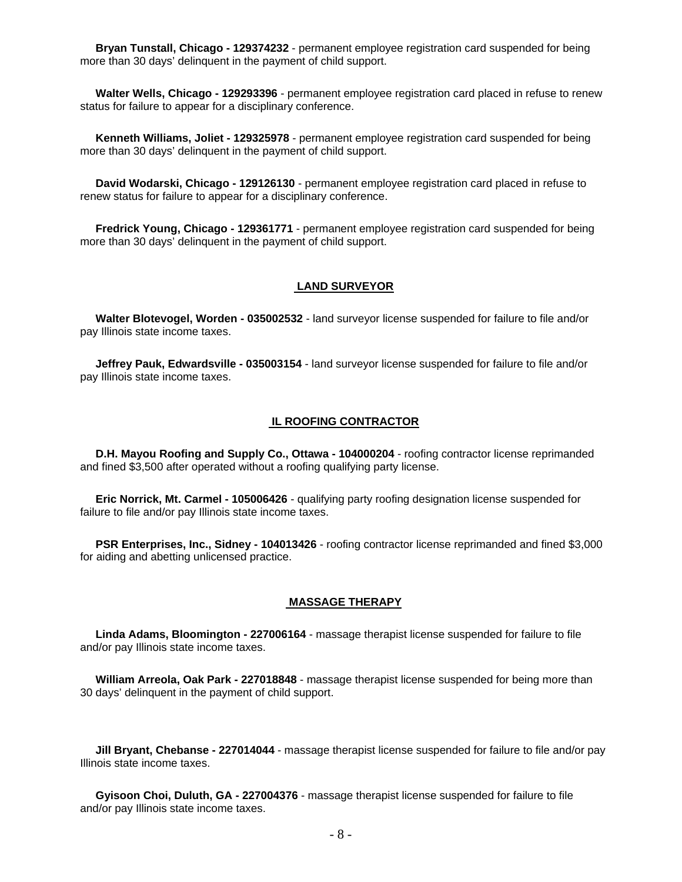**Bryan Tunstall, Chicago - 129374232** - permanent employee registration card suspended for being more than 30 days' delinquent in the payment of child support.

**Walter Wells, Chicago - 129293396** - permanent employee registration card placed in refuse to renew status for failure to appear for a disciplinary conference.

**Kenneth Williams, Joliet - 129325978** - permanent employee registration card suspended for being more than 30 days' delinquent in the payment of child support.

**David Wodarski, Chicago - 129126130** - permanent employee registration card placed in refuse to renew status for failure to appear for a disciplinary conference.

**Fredrick Young, Chicago - 129361771** - permanent employee registration card suspended for being more than 30 days' delinquent in the payment of child support.

## LAND SURVEYOR

**Walter Blotevogel, Worden - 035002532** - land surveyor license suspended for failure to file and/or pay Illinois state income taxes.

**Jeffrey Pauk, Edwardsville - 035003154** - land surveyor license suspended for failure to file and/or pay Illinois state income taxes.

## IL ROOFING CONTRACTOR

**D.H. Mayou Roofing and Supply Co., Ottawa - 104000204** - roofing contractor license reprimanded and fined $3,500 after operated without a roofing qualifying party license.

**Eric Norrick, Mt. Carmel - 105006426** - qualifying party roofing designation license suspended for failure to file and/or pay Illinois state income taxes.

**PSR Enterprises, Inc., Sidney - 104013426** - roofing contractor license reprimanded and fined $3,000 for aiding and abetting unlicensed practice.

## MASSAGE THERAPY

**Linda Adams, Bloomington - 227006164** - massage therapist license suspended for failure to file and/or pay Illinois state income taxes.

**William Arreola, Oak Park - 227018848** - massage therapist license suspended for being more than 30 days' delinquent in the payment of child support.

**Jill Bryant, Chebanse - 227014044** - massage therapist license suspended for failure to file and/or pay Illinois state income taxes.

**Gyisoon Choi, Duluth, GA - 227004376** - massage therapist license suspended for failure to file and/or pay Illinois state income taxes.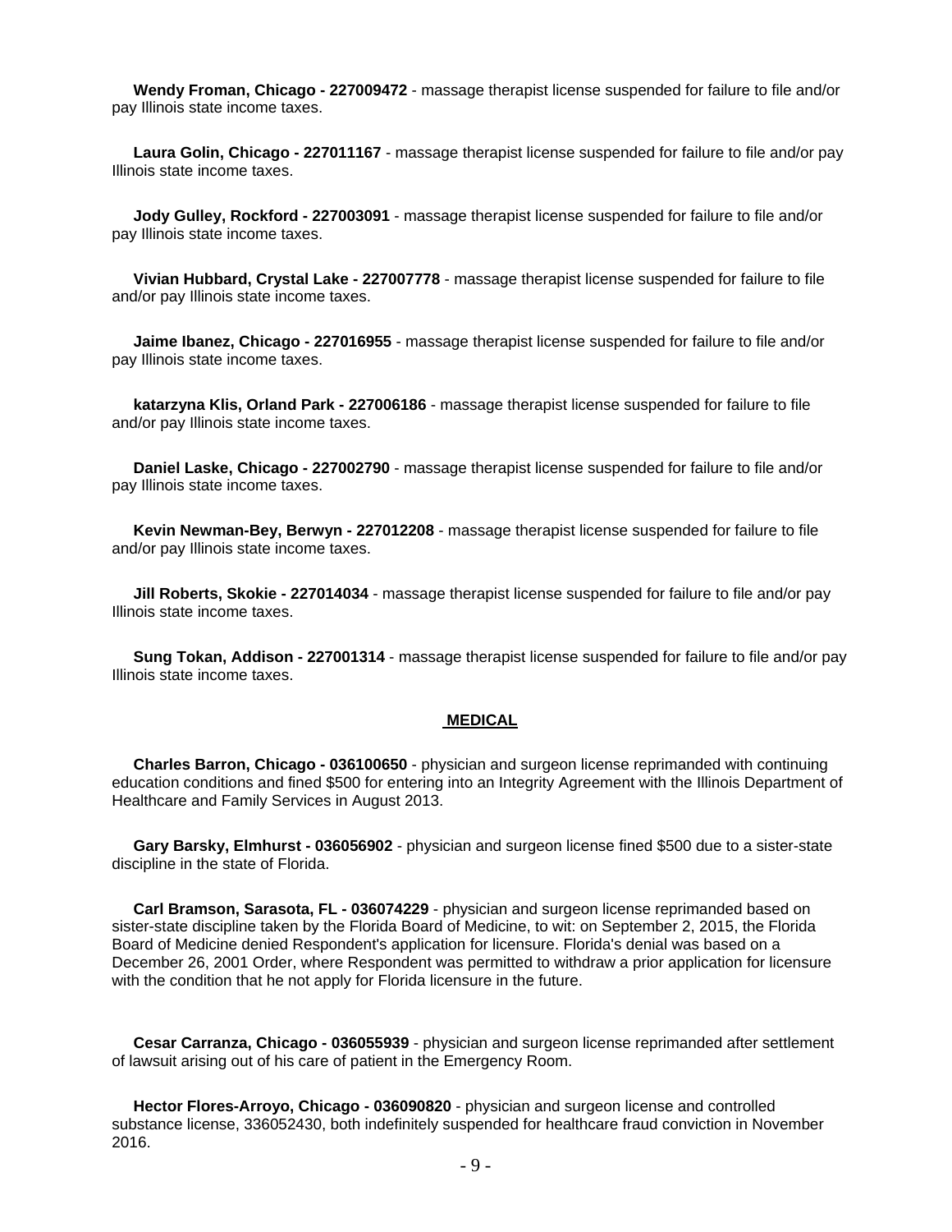**Wendy Froman, Chicago - 227009472** - massage therapist license suspended for failure to file and/or pay Illinois state income taxes.

**Laura Golin, Chicago - 227011167** - massage therapist license suspended for failure to file and/or pay Illinois state income taxes.

**Jody Gulley, Rockford - 227003091** - massage therapist license suspended for failure to file and/or pay Illinois state income taxes.

**Vivian Hubbard, Crystal Lake - 227007778** - massage therapist license suspended for failure to file and/or pay Illinois state income taxes.

**Jaime Ibanez, Chicago - 227016955** - massage therapist license suspended for failure to file and/or pay Illinois state income taxes.

**katarzyna Klis, Orland Park - 227006186** - massage therapist license suspended for failure to file and/or pay Illinois state income taxes.

**Daniel Laske, Chicago - 227002790** - massage therapist license suspended for failure to file and/or pay Illinois state income taxes.

**Kevin Newman-Bey, Berwyn - 227012208** - massage therapist license suspended for failure to file and/or pay Illinois state income taxes.

**Jill Roberts, Skokie - 227014034** - massage therapist license suspended for failure to file and/or pay Illinois state income taxes.

**Sung Tokan, Addison - 227001314** - massage therapist license suspended for failure to file and/or pay Illinois state income taxes.

## MEDICAL

**Charles Barron, Chicago - 036100650** - physician and surgeon license reprimanded with continuing education conditions and fined $500 for entering into an Integrity Agreement with the Illinois Department of Healthcare and Family Services in August 2013.

**Gary Barsky, Elmhurst - 036056902** - physician and surgeon license fined $500 due to a sister-state discipline in the state of Florida.

**Carl Bramson, Sarasota, FL - 036074229** - physician and surgeon license reprimanded based on sister-state discipline taken by the Florida Board of Medicine, to wit: on September 2, 2015, the Florida Board of Medicine denied Respondent's application for licensure. Florida's denial was based on a December 26, 2001 Order, where Respondent was permitted to withdraw a prior application for licensure with the condition that he not apply for Florida licensure in the future.

**Cesar Carranza, Chicago - 036055939** - physician and surgeon license reprimanded after settlement of lawsuit arising out of his care of patient in the Emergency Room.

**Hector Flores-Arroyo, Chicago - 036090820** - physician and surgeon license and controlled substance license, 336052430, both indefinitely suspended for healthcare fraud conviction in November 2016.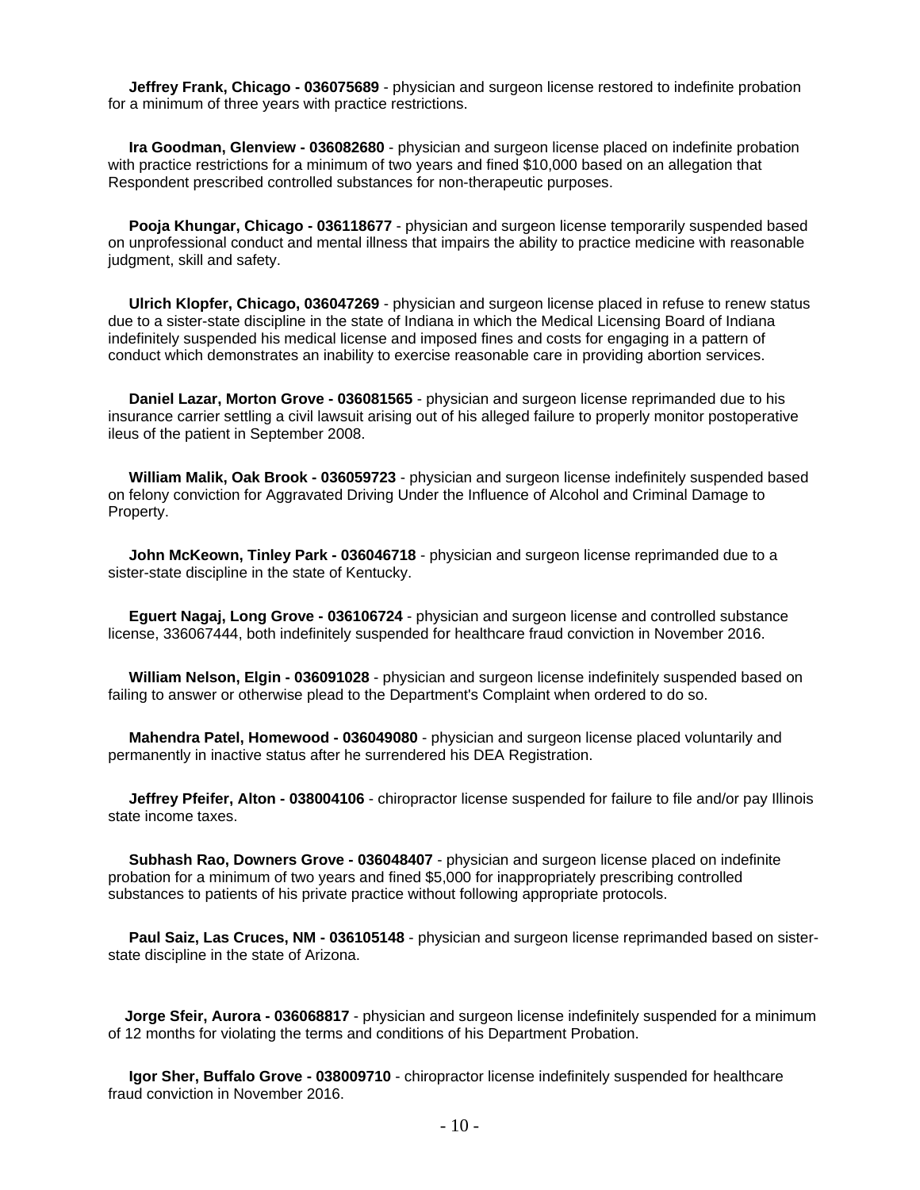**Jeffrey Frank, Chicago - 036075689** - physician and surgeon license restored to indefinite probation for a minimum of three years with practice restrictions.

**Ira Goodman, Glenview - 036082680** - physician and surgeon license placed on indefinite probation with practice restrictions for a minimum of two years and fined $10,000 based on an allegation that Respondent prescribed controlled substances for non-therapeutic purposes.

**Pooja Khungar, Chicago - 036118677** - physician and surgeon license temporarily suspended based on unprofessional conduct and mental illness that impairs the ability to practice medicine with reasonable judgment, skill and safety.

**Ulrich Klopfer, Chicago, 036047269** - physician and surgeon license placed in refuse to renew status due to a sister-state discipline in the state of Indiana in which the Medical Licensing Board of Indiana indefinitely suspended his medical license and imposed fines and costs for engaging in a pattern of conduct which demonstrates an inability to exercise reasonable care in providing abortion services.

**Daniel Lazar, Morton Grove - 036081565** - physician and surgeon license reprimanded due to his insurance carrier settling a civil lawsuit arising out of his alleged failure to properly monitor postoperative ileus of the patient in September 2008.

**William Malik, Oak Brook - 036059723** - physician and surgeon license indefinitely suspended based on felony conviction for Aggravated Driving Under the Influence of Alcohol and Criminal Damage to Property.

**John McKeown, Tinley Park - 036046718** - physician and surgeon license reprimanded due to a sister-state discipline in the state of Kentucky.

**Eguert Nagaj, Long Grove - 036106724** - physician and surgeon license and controlled substance license, 336067444, both indefinitely suspended for healthcare fraud conviction in November 2016.

**William Nelson, Elgin - 036091028** - physician and surgeon license indefinitely suspended based on failing to answer or otherwise plead to the Department's Complaint when ordered to do so.

**Mahendra Patel, Homewood - 036049080** - physician and surgeon license placed voluntarily and permanently in inactive status after he surrendered his DEA Registration.

**Jeffrey Pfeifer, Alton - 038004106** - chiropractor license suspended for failure to file and/or pay Illinois state income taxes.

**Subhash Rao, Downers Grove - 036048407** - physician and surgeon license placed on indefinite probation for a minimum of two years and fined $5,000 for inappropriately prescribing controlled substances to patients of his private practice without following appropriate protocols.

**Paul Saiz, Las Cruces, NM - 036105148** - physician and surgeon license reprimanded based on sister-state discipline in the state of Arizona.

**Jorge Sfeir, Aurora - 036068817** - physician and surgeon license indefinitely suspended for a minimum of 12 months for violating the terms and conditions of his Department Probation.

**Igor Sher, Buffalo Grove - 038009710** - chiropractor license indefinitely suspended for healthcare fraud conviction in November 2016.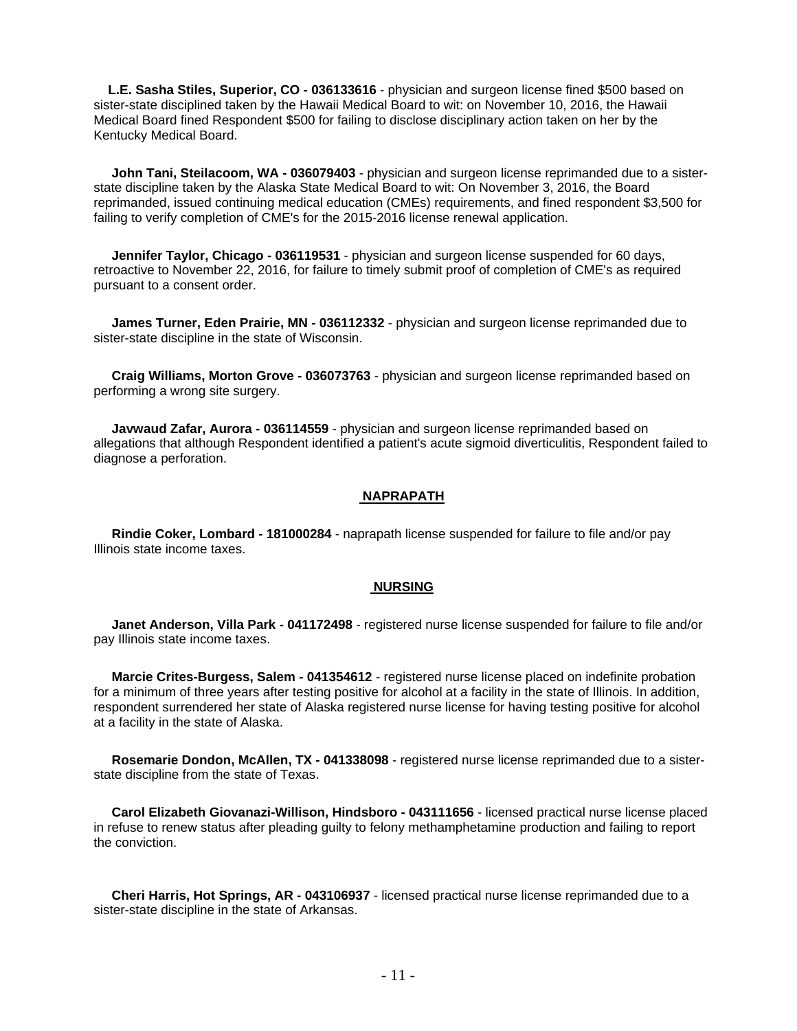**L.E. Sasha Stiles, Superior, CO - 036133616** - physician and surgeon license fined $500 based on sister-state disciplined taken by the Hawaii Medical Board to wit: on November 10, 2016, the Hawaii Medical Board fined Respondent $500 for failing to disclose disciplinary action taken on her by the Kentucky Medical Board.

**John Tani, Steilacoom, WA - 036079403** - physician and surgeon license reprimanded due to a sister-state discipline taken by the Alaska State Medical Board to wit: On November 3, 2016, the Board reprimanded, issued continuing medical education (CMEs) requirements, and fined respondent $3,500 for failing to verify completion of CME's for the 2015-2016 license renewal application.

**Jennifer Taylor, Chicago - 036119531** - physician and surgeon license suspended for 60 days, retroactive to November 22, 2016, for failure to timely submit proof of completion of CME's as required pursuant to a consent order.

**James Turner, Eden Prairie, MN - 036112332** - physician and surgeon license reprimanded due to sister-state discipline in the state of Wisconsin.

**Craig Williams, Morton Grove - 036073763** - physician and surgeon license reprimanded based on performing a wrong site surgery.

**Javwaud Zafar, Aurora - 036114559** - physician and surgeon license reprimanded based on allegations that although Respondent identified a patient's acute sigmoid diverticulitis, Respondent failed to diagnose a perforation.

## NAPRAPATH

**Rindie Coker, Lombard - 181000284** - naprapath license suspended for failure to file and/or pay Illinois state income taxes.

## NURSING

**Janet Anderson, Villa Park - 041172498** - registered nurse license suspended for failure to file and/or pay Illinois state income taxes.

**Marcie Crites-Burgess, Salem - 041354612** - registered nurse license placed on indefinite probation for a minimum of three years after testing positive for alcohol at a facility in the state of Illinois. In addition, respondent surrendered her state of Alaska registered nurse license for having testing positive for alcohol at a facility in the state of Alaska.

**Rosemarie Dondon, McAllen, TX - 041338098** - registered nurse license reprimanded due to a sister-state discipline from the state of Texas.

**Carol Elizabeth Giovanazi-Willison, Hindsboro - 043111656** - licensed practical nurse license placed in refuse to renew status after pleading guilty to felony methamphetamine production and failing to report the conviction.

**Cheri Harris, Hot Springs, AR - 043106937** - licensed practical nurse license reprimanded due to a sister-state discipline in the state of Arkansas.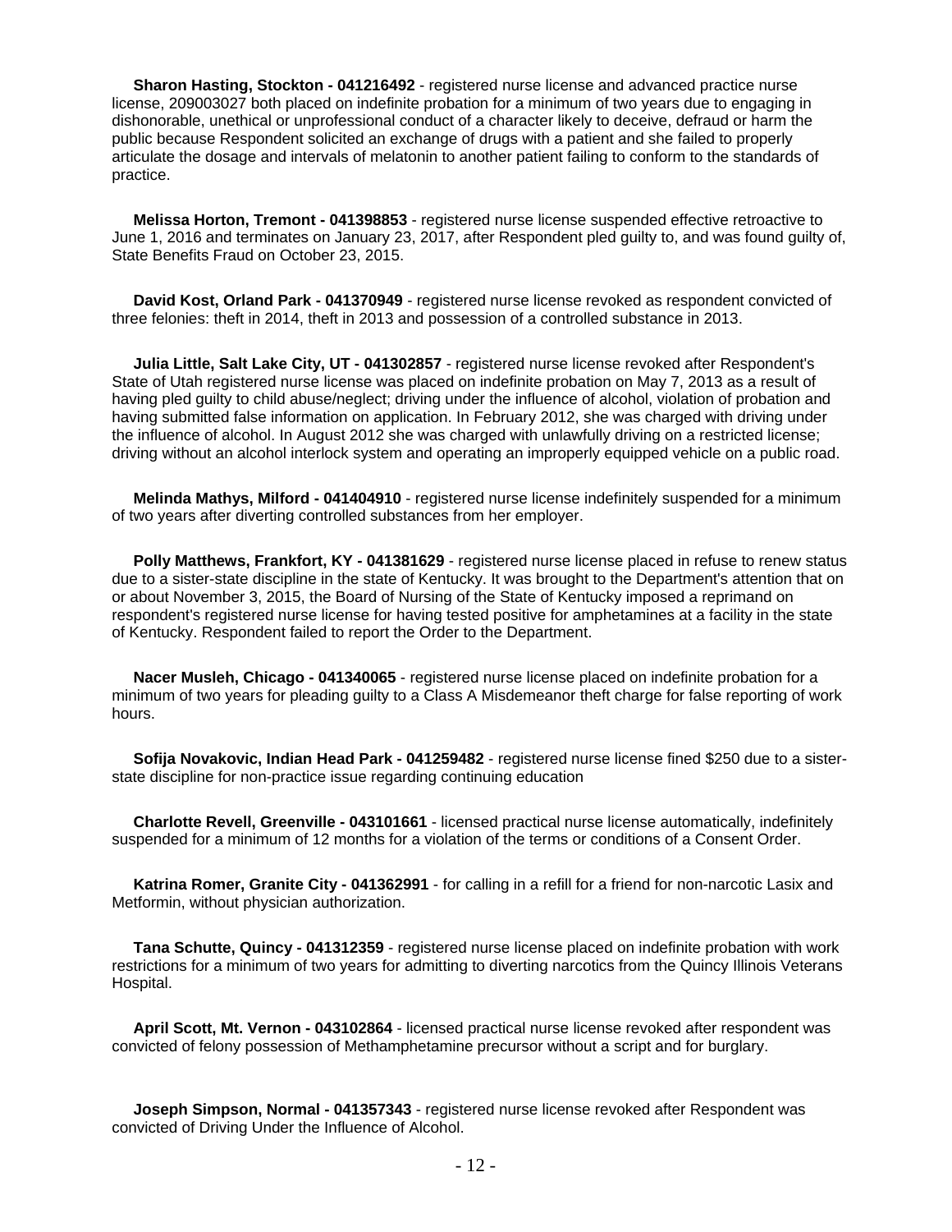**Sharon Hasting, Stockton - 041216492** - registered nurse license and advanced practice nurse license, 209003027 both placed on indefinite probation for a minimum of two years due to engaging in dishonorable, unethical or unprofessional conduct of a character likely to deceive, defraud or harm the public because Respondent solicited an exchange of drugs with a patient and she failed to properly articulate the dosage and intervals of melatonin to another patient failing to conform to the standards of practice.

**Melissa Horton, Tremont - 041398853** - registered nurse license suspended effective retroactive to June 1, 2016 and terminates on January 23, 2017, after Respondent pled guilty to, and was found guilty of, State Benefits Fraud on October 23, 2015.

**David Kost, Orland Park - 041370949** - registered nurse license revoked as respondent convicted of three felonies: theft in 2014, theft in 2013 and possession of a controlled substance in 2013.

**Julia Little, Salt Lake City, UT - 041302857** - registered nurse license revoked after Respondent's State of Utah registered nurse license was placed on indefinite probation on May 7, 2013 as a result of having pled guilty to child abuse/neglect; driving under the influence of alcohol, violation of probation and having submitted false information on application. In February 2012, she was charged with driving under the influence of alcohol. In August 2012 she was charged with unlawfully driving on a restricted license; driving without an alcohol interlock system and operating an improperly equipped vehicle on a public road.

**Melinda Mathys, Milford - 041404910** - registered nurse license indefinitely suspended for a minimum of two years after diverting controlled substances from her employer.

**Polly Matthews, Frankfort, KY - 041381629** - registered nurse license placed in refuse to renew status due to a sister-state discipline in the state of Kentucky. It was brought to the Department's attention that on or about November 3, 2015, the Board of Nursing of the State of Kentucky imposed a reprimand on respondent's registered nurse license for having tested positive for amphetamines at a facility in the state of Kentucky. Respondent failed to report the Order to the Department.

**Nacer Musleh, Chicago - 041340065** - registered nurse license placed on indefinite probation for a minimum of two years for pleading guilty to a Class A Misdemeanor theft charge for false reporting of work hours.

**Sofija Novakovic, Indian Head Park - 041259482** - registered nurse license fined $250 due to a sister-state discipline for non-practice issue regarding continuing education

**Charlotte Revell, Greenville - 043101661** - licensed practical nurse license automatically, indefinitely suspended for a minimum of 12 months for a violation of the terms or conditions of a Consent Order.

**Katrina Romer, Granite City - 041362991** - for calling in a refill for a friend for non-narcotic Lasix and Metformin, without physician authorization.

**Tana Schutte, Quincy - 041312359** - registered nurse license placed on indefinite probation with work restrictions for a minimum of two years for admitting to diverting narcotics from the Quincy Illinois Veterans Hospital.

**April Scott, Mt. Vernon - 043102864** - licensed practical nurse license revoked after respondent was convicted of felony possession of Methamphetamine precursor without a script and for burglary.

**Joseph Simpson, Normal - 041357343** - registered nurse license revoked after Respondent was convicted of Driving Under the Influence of Alcohol.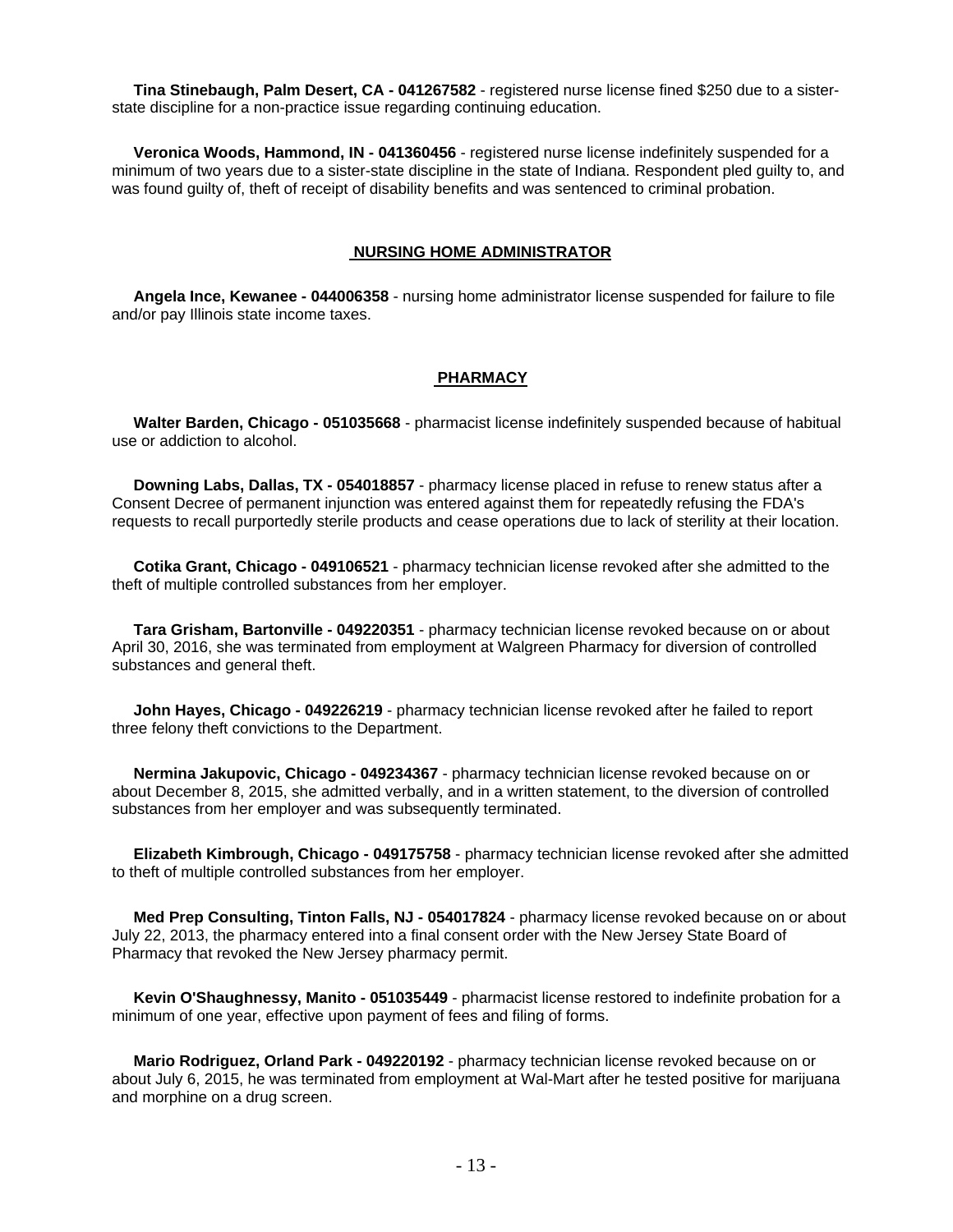**Tina Stinebaugh, Palm Desert, CA - 041267582** - registered nurse license fined $250 due to a sister-state discipline for a non-practice issue regarding continuing education.

**Veronica Woods, Hammond, IN - 041360456** - registered nurse license indefinitely suspended for a minimum of two years due to a sister-state discipline in the state of Indiana. Respondent pled guilty to, and was found guilty of, theft of receipt of disability benefits and was sentenced to criminal probation.

## NURSING HOME ADMINISTRATOR

**Angela Ince, Kewanee - 044006358** - nursing home administrator license suspended for failure to file and/or pay Illinois state income taxes.

## PHARMACY

**Walter Barden, Chicago - 051035668** - pharmacist license indefinitely suspended because of habitual use or addiction to alcohol.

**Downing Labs, Dallas, TX - 054018857** - pharmacy license placed in refuse to renew status after a Consent Decree of permanent injunction was entered against them for repeatedly refusing the FDA's requests to recall purportedly sterile products and cease operations due to lack of sterility at their location.

**Cotika Grant, Chicago - 049106521** - pharmacy technician license revoked after she admitted to the theft of multiple controlled substances from her employer.

**Tara Grisham, Bartonville - 049220351** - pharmacy technician license revoked because on or about April 30, 2016, she was terminated from employment at Walgreen Pharmacy for diversion of controlled substances and general theft.

**John Hayes, Chicago - 049226219** - pharmacy technician license revoked after he failed to report three felony theft convictions to the Department.

**Nermina Jakupovic, Chicago - 049234367** - pharmacy technician license revoked because on or about December 8, 2015, she admitted verbally, and in a written statement, to the diversion of controlled substances from her employer and was subsequently terminated.

**Elizabeth Kimbrough, Chicago - 049175758** - pharmacy technician license revoked after she admitted to theft of multiple controlled substances from her employer.

**Med Prep Consulting, Tinton Falls, NJ - 054017824** - pharmacy license revoked because on or about July 22, 2013, the pharmacy entered into a final consent order with the New Jersey State Board of Pharmacy that revoked the New Jersey pharmacy permit.

**Kevin O'Shaughnessy, Manito - 051035449** - pharmacist license restored to indefinite probation for a minimum of one year, effective upon payment of fees and filing of forms.

**Mario Rodriguez, Orland Park - 049220192** - pharmacy technician license revoked because on or about July 6, 2015, he was terminated from employment at Wal-Mart after he tested positive for marijuana and morphine on a drug screen.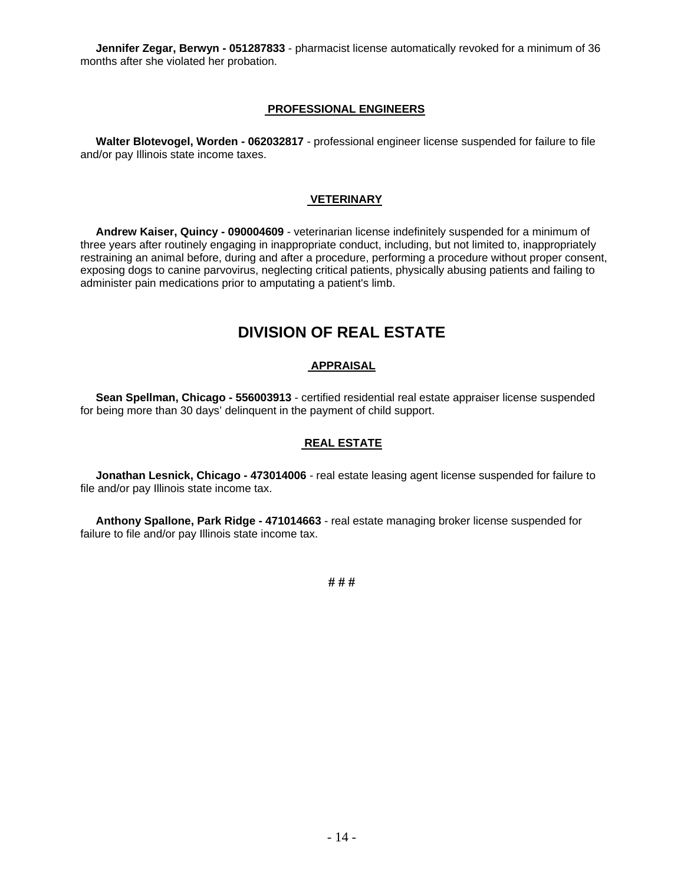**Jennifer Zegar, Berwyn - 051287833** - pharmacist license automatically revoked for a minimum of 36 months after she violated her probation.

### PROFESSIONAL ENGINEERS

**Walter Blotevogel, Worden - 062032817** - professional engineer license suspended for failure to file and/or pay Illinois state income taxes.

### VETERINARY

**Andrew Kaiser, Quincy - 090004609** - veterinarian license indefinitely suspended for a minimum of three years after routinely engaging in inappropriate conduct, including, but not limited to, inappropriately restraining an animal before, during and after a procedure, performing a procedure without proper consent, exposing dogs to canine parvovirus, neglecting critical patients, physically abusing patients and failing to administer pain medications prior to amputating a patient's limb.

## DIVISION OF REAL ESTATE

### APPRAISAL

**Sean Spellman, Chicago - 556003913** - certified residential real estate appraiser license suspended for being more than 30 days' delinquent in the payment of child support.

### REAL ESTATE

**Jonathan Lesnick, Chicago - 473014006** - real estate leasing agent license suspended for failure to file and/or pay Illinois state income tax.

**Anthony Spallone, Park Ridge - 471014663** - real estate managing broker license suspended for failure to file and/or pay Illinois state income tax.

# # #